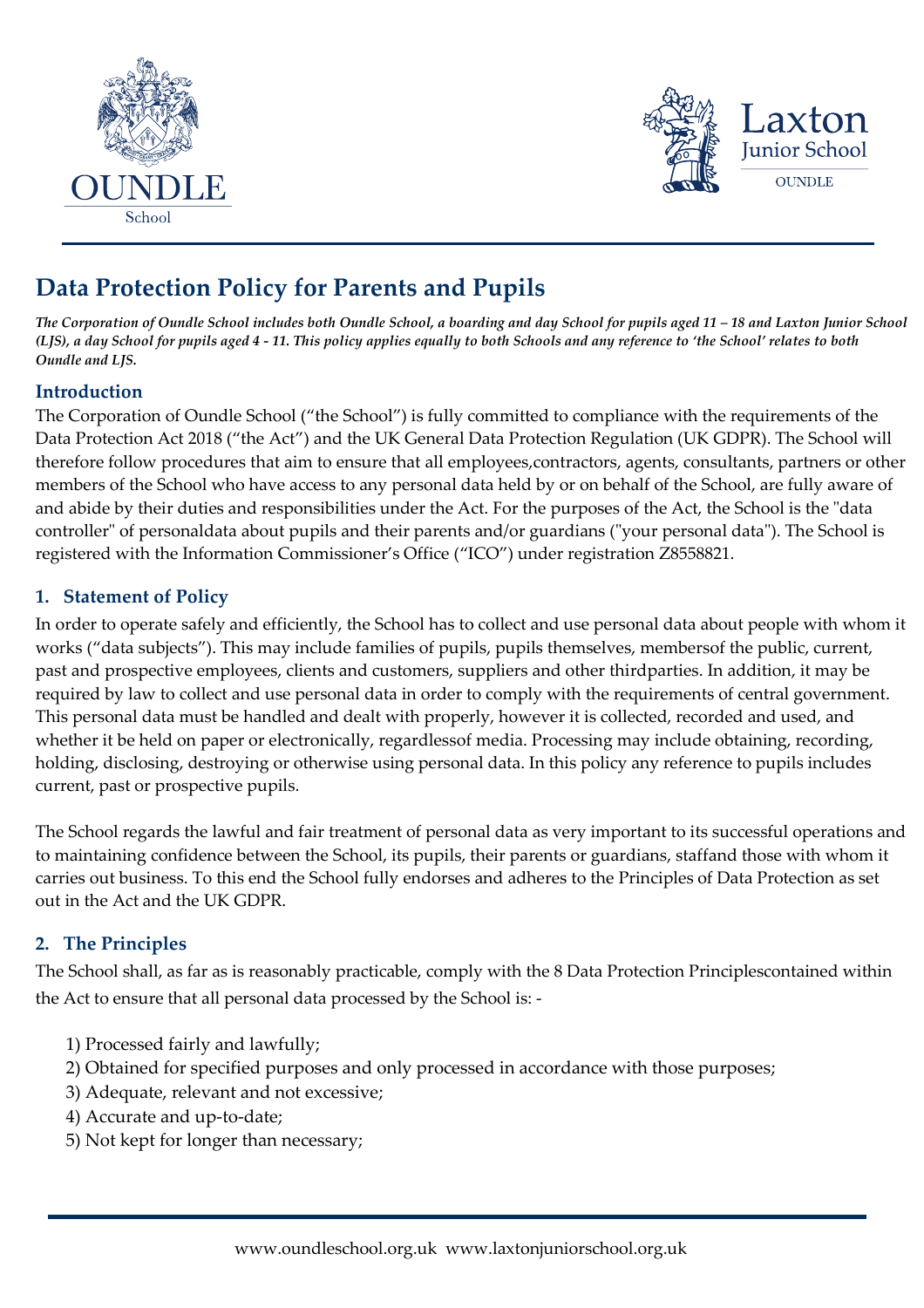# Data Protection Policy for Parents and Pupils

***The Corporation of Oundle School includes both Oundle School, a boarding and day School for pupils aged 11 – 18 and Laxton Junior School (LJS), a day School for pupils aged 4 - 11. This policy applies equally to both Schools and any reference to 'the School' relates to both Oundle and LJS.***

## Introduction

The Corporation of Oundle School ("the School") is fully committed to compliance with the requirements of the Data Protection Act 2018 ("the Act") and the UK General Data Protection Regulation (UK GDPR). The School will therefore follow procedures that aim to ensure that all employees,contractors, agents, consultants, partners or other members of the School who have access to any personal data held by or on behalf of the School, are fully aware of and abide by their duties and responsibilities under the Act. For the purposes of the Act, the School is the "data controller" of personaldata about pupils and their parents and/or guardians ("your personal data"). The School is registered with the Information Commissioner's Office ("ICO") under registration Z8558821.

## 1. Statement of Policy

In order to operate safely and efficiently, the School has to collect and use personal data about people with whom it works ("data subjects"). This may include families of pupils, pupils themselves, membersof the public, current, past and prospective employees, clients and customers, suppliers and other thirdparties. In addition, it may be required by law to collect and use personal data in order to comply with the requirements of central government. This personal data must be handled and dealt with properly, however it is collected, recorded and used, and whether it be held on paper or electronically, regardlessof media. Processing may include obtaining, recording, holding, disclosing, destroying or otherwise using personal data. In this policy any reference to pupils includes current, past or prospective pupils.

The School regards the lawful and fair treatment of personal data as very important to its successful operations and to maintaining confidence between the School, its pupils, their parents or guardians, staffand those with whom it carries out business. To this end the School fully endorses and adheres to the Principles of Data Protection as set out in the Act and the UK GDPR.

## 2. The Principles

The School shall, as far as is reasonably practicable, comply with the 8 Data Protection Principlescontained within the Act to ensure that all personal data processed by the School is: -

1) Processed fairly and lawfully;
2) Obtained for specified purposes and only processed in accordance with those purposes;
3) Adequate, relevant and not excessive;
4) Accurate and up-to-date;
5) Not kept for longer than necessary;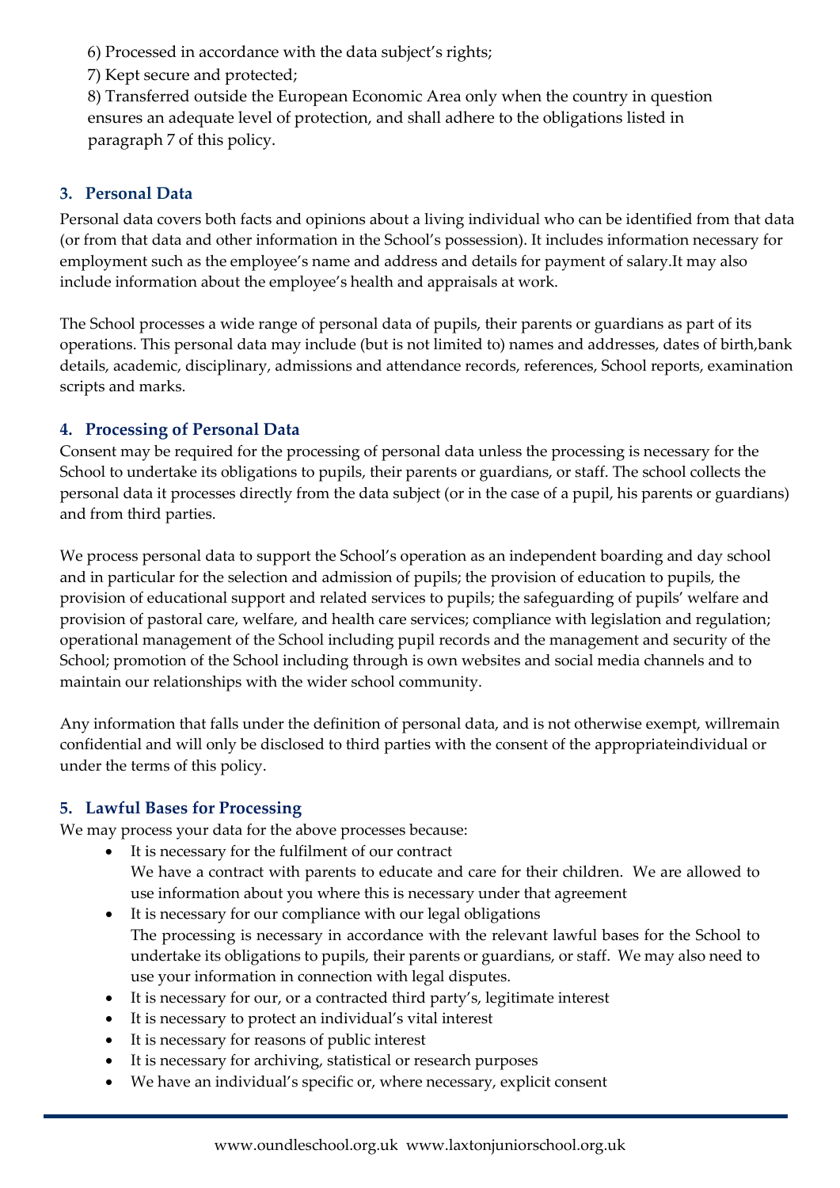6) Processed in accordance with the data subject's rights;

7) Kept secure and protected;

8) Transferred outside the European Economic Area only when the country in question ensures an adequate level of protection, and shall adhere to the obligations listed in paragraph 7 of this policy.

## 3. Personal Data

Personal data covers both facts and opinions about a living individual who can be identified from that data (or from that data and other information in the School's possession). It includes information necessary for employment such as the employee's name and address and details for payment of salary.It may also include information about the employee's health and appraisals at work.

The School processes a wide range of personal data of pupils, their parents or guardians as part of its operations. This personal data may include (but is not limited to) names and addresses, dates of birth,bank details, academic, disciplinary, admissions and attendance records, references, School reports, examination scripts and marks.

## 4. Processing of Personal Data

Consent may be required for the processing of personal data unless the processing is necessary for the School to undertake its obligations to pupils, their parents or guardians, or staff. The school collects the personal data it processes directly from the data subject (or in the case of a pupil, his parents or guardians) and from third parties.

We process personal data to support the School's operation as an independent boarding and day school and in particular for the selection and admission of pupils; the provision of education to pupils, the provision of educational support and related services to pupils; the safeguarding of pupils' welfare and provision of pastoral care, welfare, and health care services; compliance with legislation and regulation; operational management of the School including pupil records and the management and security of the School; promotion of the School including through is own websites and social media channels and to maintain our relationships with the wider school community.

Any information that falls under the definition of personal data, and is not otherwise exempt, willremain confidential and will only be disclosed to third parties with the consent of the appropriateindividual or under the terms of this policy.

## 5. Lawful Bases for Processing

We may process your data for the above processes because:

- It is necessary for the fulfilment of our contract
  We have a contract with parents to educate and care for their children. We are allowed to use information about you where this is necessary under that agreement
- It is necessary for our compliance with our legal obligations
  The processing is necessary in accordance with the relevant lawful bases for the School to undertake its obligations to pupils, their parents or guardians, or staff. We may also need to use your information in connection with legal disputes.
- It is necessary for our, or a contracted third party's, legitimate interest
- It is necessary to protect an individual's vital interest
- It is necessary for reasons of public interest
- It is necessary for archiving, statistical or research purposes
- We have an individual's specific or, where necessary, explicit consent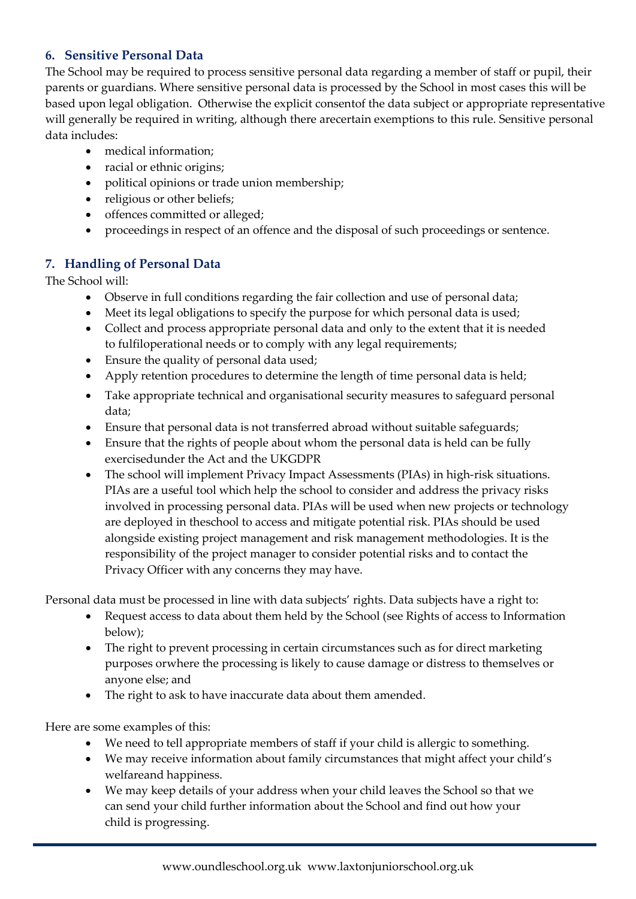## 6. Sensitive Personal Data

The School may be required to process sensitive personal data regarding a member of staff or pupil, their parents or guardians. Where sensitive personal data is processed by the School in most cases this will be based upon legal obligation. Otherwise the explicit consentof the data subject or appropriate representative will generally be required in writing, although there arecertain exemptions to this rule. Sensitive personal data includes:

- medical information;
- racial or ethnic origins;
- political opinions or trade union membership;
- religious or other beliefs;
- offences committed or alleged;
- proceedings in respect of an offence and the disposal of such proceedings or sentence.

## 7. Handling of Personal Data

The School will:

- Observe in full conditions regarding the fair collection and use of personal data;
- Meet its legal obligations to specify the purpose for which personal data is used;
- Collect and process appropriate personal data and only to the extent that it is needed to fulfiloperational needs or to comply with any legal requirements;
- Ensure the quality of personal data used;
- Apply retention procedures to determine the length of time personal data is held;
- Take appropriate technical and organisational security measures to safeguard personal data;
- Ensure that personal data is not transferred abroad without suitable safeguards;
- Ensure that the rights of people about whom the personal data is held can be fully exercisedunder the Act and the UKGDPR
- The school will implement Privacy Impact Assessments (PIAs) in high-risk situations. PIAs are a useful tool which help the school to consider and address the privacy risks involved in processing personal data. PIAs will be used when new projects or technology are deployed in theschool to access and mitigate potential risk. PIAs should be used alongside existing project management and risk management methodologies. It is the responsibility of the project manager to consider potential risks and to contact the Privacy Officer with any concerns they may have.

Personal data must be processed in line with data subjects' rights. Data subjects have a right to:

- Request access to data about them held by the School (see Rights of access to Information below);
- The right to prevent processing in certain circumstances such as for direct marketing purposes orwhere the processing is likely to cause damage or distress to themselves or anyone else; and
- The right to ask to have inaccurate data about them amended.

Here are some examples of this:

- We need to tell appropriate members of staff if your child is allergic to something.
- We may receive information about family circumstances that might affect your child's welfareand happiness.
- We may keep details of your address when your child leaves the School so that we can send your child further information about the School and find out how your child is progressing.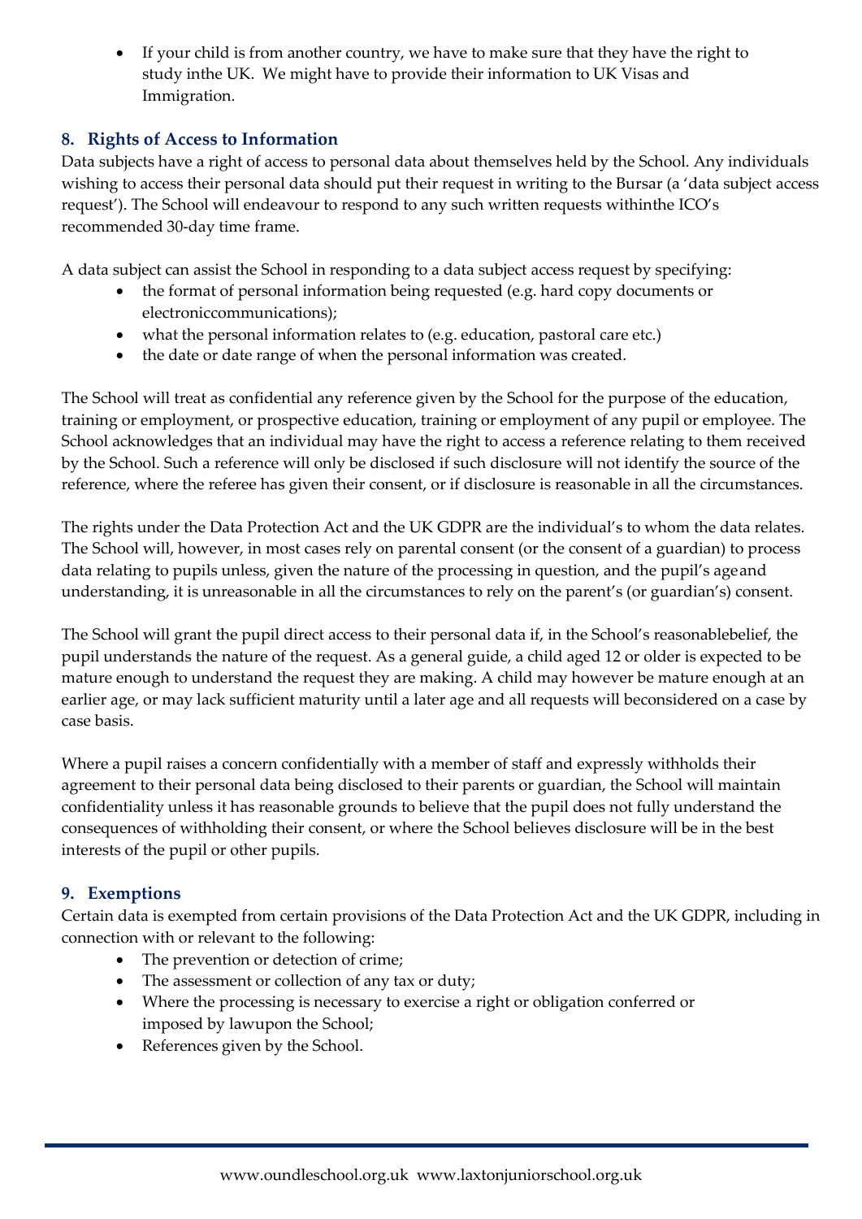- If your child is from another country, we have to make sure that they have the right to study inthe UK. We might have to provide their information to UK Visas and Immigration.

## 8. Rights of Access to Information

Data subjects have a right of access to personal data about themselves held by the School. Any individuals wishing to access their personal data should put their request in writing to the Bursar (a 'data subject access request'). The School will endeavour to respond to any such written requests withinthe ICO's recommended 30-day time frame.

A data subject can assist the School in responding to a data subject access request by specifying:

- the format of personal information being requested (e.g. hard copy documents or electroniccommunications);
- what the personal information relates to (e.g. education, pastoral care etc.)
- the date or date range of when the personal information was created.

The School will treat as confidential any reference given by the School for the purpose of the education, training or employment, or prospective education, training or employment of any pupil or employee. The School acknowledges that an individual may have the right to access a reference relating to them received by the School. Such a reference will only be disclosed if such disclosure will not identify the source of the reference, where the referee has given their consent, or if disclosure is reasonable in all the circumstances.

The rights under the Data Protection Act and the UK GDPR are the individual's to whom the data relates. The School will, however, in most cases rely on parental consent (or the consent of a guardian) to process data relating to pupils unless, given the nature of the processing in question, and the pupil's ageand understanding, it is unreasonable in all the circumstances to rely on the parent's (or guardian's) consent.

The School will grant the pupil direct access to their personal data if, in the School's reasonablebelief, the pupil understands the nature of the request. As a general guide, a child aged 12 or older is expected to be mature enough to understand the request they are making. A child may however be mature enough at an earlier age, or may lack sufficient maturity until a later age and all requests will beconsidered on a case by case basis.

Where a pupil raises a concern confidentially with a member of staff and expressly withholds their agreement to their personal data being disclosed to their parents or guardian, the School will maintain confidentiality unless it has reasonable grounds to believe that the pupil does not fully understand the consequences of withholding their consent, or where the School believes disclosure will be in the best interests of the pupil or other pupils.

## 9. Exemptions

Certain data is exempted from certain provisions of the Data Protection Act and the UK GDPR, including in connection with or relevant to the following:

- The prevention or detection of crime;
- The assessment or collection of any tax or duty;
- Where the processing is necessary to exercise a right or obligation conferred or imposed by lawupon the School;
- References given by the School.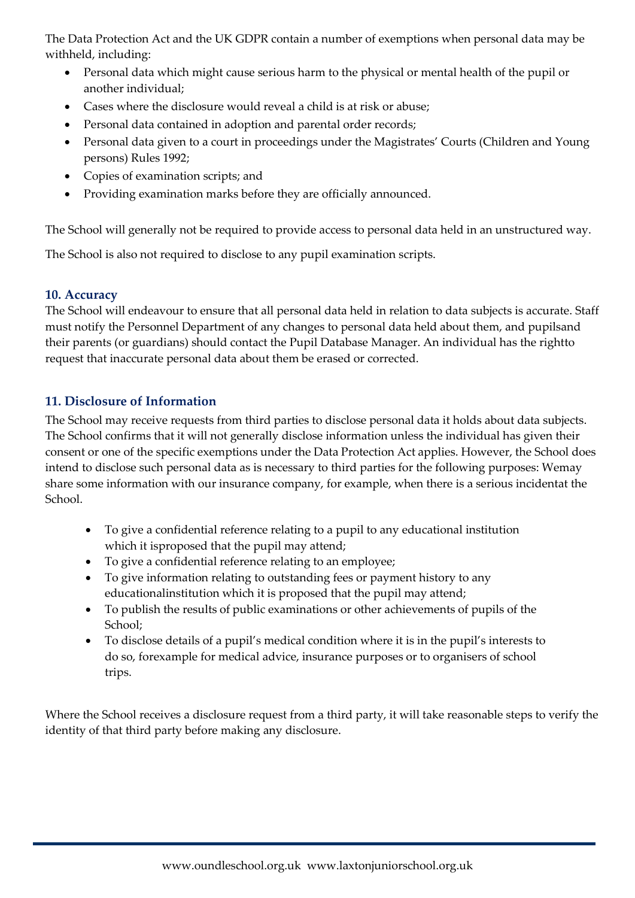The Data Protection Act and the UK GDPR contain a number of exemptions when personal data may be withheld, including:

- Personal data which might cause serious harm to the physical or mental health of the pupil or another individual;
- Cases where the disclosure would reveal a child is at risk or abuse;
- Personal data contained in adoption and parental order records;
- Personal data given to a court in proceedings under the Magistrates' Courts (Children and Young persons) Rules 1992;
- Copies of examination scripts; and
- Providing examination marks before they are officially announced.

The School will generally not be required to provide access to personal data held in an unstructured way.

The School is also not required to disclose to any pupil examination scripts.

## 10. Accuracy

The School will endeavour to ensure that all personal data held in relation to data subjects is accurate. Staff must notify the Personnel Department of any changes to personal data held about them, and pupilsand their parents (or guardians) should contact the Pupil Database Manager. An individual has the rightto request that inaccurate personal data about them be erased or corrected.

## 11. Disclosure of Information

The School may receive requests from third parties to disclose personal data it holds about data subjects. The School confirms that it will not generally disclose information unless the individual has given their consent or one of the specific exemptions under the Data Protection Act applies. However, the School does intend to disclose such personal data as is necessary to third parties for the following purposes: Wemay share some information with our insurance company, for example, when there is a serious incidentat the School.

- To give a confidential reference relating to a pupil to any educational institution which it isproposed that the pupil may attend;
- To give a confidential reference relating to an employee;
- To give information relating to outstanding fees or payment history to any educationalinstitution which it is proposed that the pupil may attend;
- To publish the results of public examinations or other achievements of pupils of the School;
- To disclose details of a pupil's medical condition where it is in the pupil's interests to do so, forexample for medical advice, insurance purposes or to organisers of school trips.

Where the School receives a disclosure request from a third party, it will take reasonable steps to verify the identity of that third party before making any disclosure.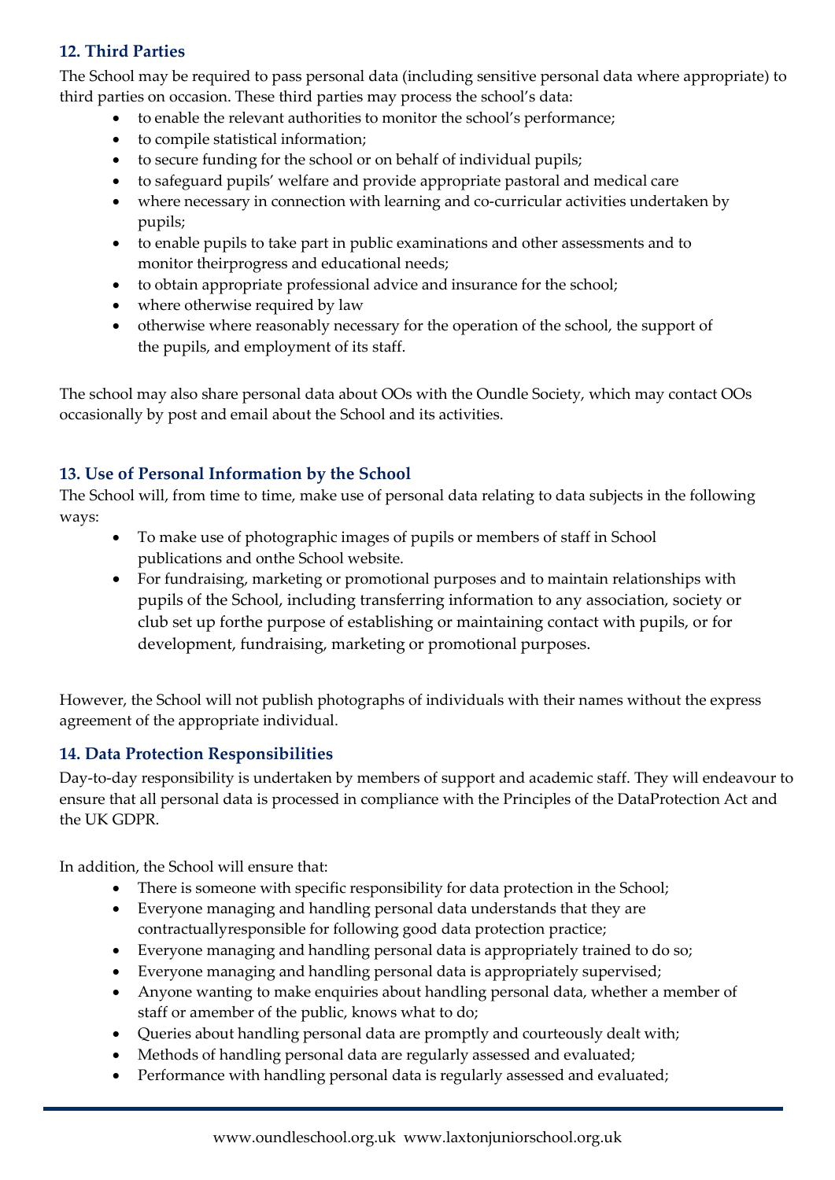### 12. Third Parties

The School may be required to pass personal data (including sensitive personal data where appropriate) to third parties on occasion. These third parties may process the school's data:

- to enable the relevant authorities to monitor the school's performance;
- to compile statistical information;
- to secure funding for the school or on behalf of individual pupils;
- to safeguard pupils' welfare and provide appropriate pastoral and medical care
- where necessary in connection with learning and co-curricular activities undertaken by pupils;
- to enable pupils to take part in public examinations and other assessments and to monitor theirprogress and educational needs;
- to obtain appropriate professional advice and insurance for the school;
- where otherwise required by law
- otherwise where reasonably necessary for the operation of the school, the support of the pupils, and employment of its staff.

The school may also share personal data about OOs with the Oundle Society, which may contact OOs occasionally by post and email about the School and its activities.

### 13. Use of Personal Information by the School

The School will, from time to time, make use of personal data relating to data subjects in the following ways:

- To make use of photographic images of pupils or members of staff in School publications and onthe School website.
- For fundraising, marketing or promotional purposes and to maintain relationships with pupils of the School, including transferring information to any association, society or club set up forthe purpose of establishing or maintaining contact with pupils, or for development, fundraising, marketing or promotional purposes.

However, the School will not publish photographs of individuals with their names without the express agreement of the appropriate individual.

### 14. Data Protection Responsibilities

Day-to-day responsibility is undertaken by members of support and academic staff. They will endeavour to ensure that all personal data is processed in compliance with the Principles of the DataProtection Act and the UK GDPR.

In addition, the School will ensure that:

- There is someone with specific responsibility for data protection in the School;
- Everyone managing and handling personal data understands that they are contractuallyresponsible for following good data protection practice;
- Everyone managing and handling personal data is appropriately trained to do so;
- Everyone managing and handling personal data is appropriately supervised;
- Anyone wanting to make enquiries about handling personal data, whether a member of staff or amember of the public, knows what to do;
- Queries about handling personal data are promptly and courteously dealt with;
- Methods of handling personal data are regularly assessed and evaluated;
- Performance with handling personal data is regularly assessed and evaluated;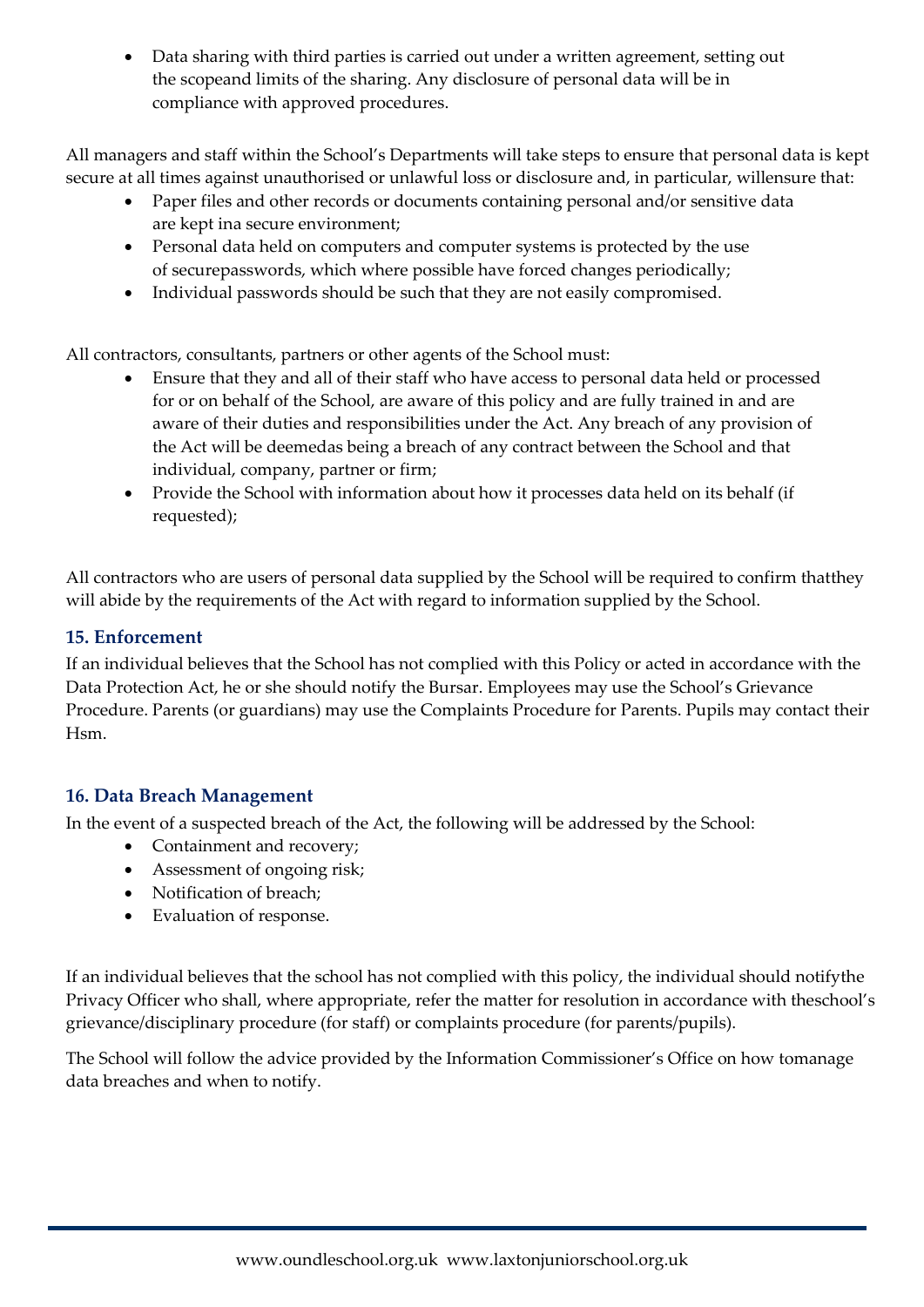- Data sharing with third parties is carried out under a written agreement, setting out the scopeand limits of the sharing. Any disclosure of personal data will be in compliance with approved procedures.

All managers and staff within the School's Departments will take steps to ensure that personal data is kept secure at all times against unauthorised or unlawful loss or disclosure and, in particular, willensure that:

- Paper files and other records or documents containing personal and/or sensitive data are kept ina secure environment;
- Personal data held on computers and computer systems is protected by the use of securepasswords, which where possible have forced changes periodically;
- Individual passwords should be such that they are not easily compromised.

All contractors, consultants, partners or other agents of the School must:

- Ensure that they and all of their staff who have access to personal data held or processed for or on behalf of the School, are aware of this policy and are fully trained in and are aware of their duties and responsibilities under the Act. Any breach of any provision of the Act will be deemedas being a breach of any contract between the School and that individual, company, partner or firm;
- Provide the School with information about how it processes data held on its behalf (if requested);

All contractors who are users of personal data supplied by the School will be required to confirm thatthey will abide by the requirements of the Act with regard to information supplied by the School.

### 15. Enforcement

If an individual believes that the School has not complied with this Policy or acted in accordance with the Data Protection Act, he or she should notify the Bursar. Employees may use the School's Grievance Procedure. Parents (or guardians) may use the Complaints Procedure for Parents. Pupils may contact their Hsm.

### 16. Data Breach Management

In the event of a suspected breach of the Act, the following will be addressed by the School:

- Containment and recovery;
- Assessment of ongoing risk;
- Notification of breach;
- Evaluation of response.

If an individual believes that the school has not complied with this policy, the individual should notifythe Privacy Officer who shall, where appropriate, refer the matter for resolution in accordance with theschool's grievance/disciplinary procedure (for staff) or complaints procedure (for parents/pupils).

The School will follow the advice provided by the Information Commissioner's Office on how tomanage data breaches and when to notify.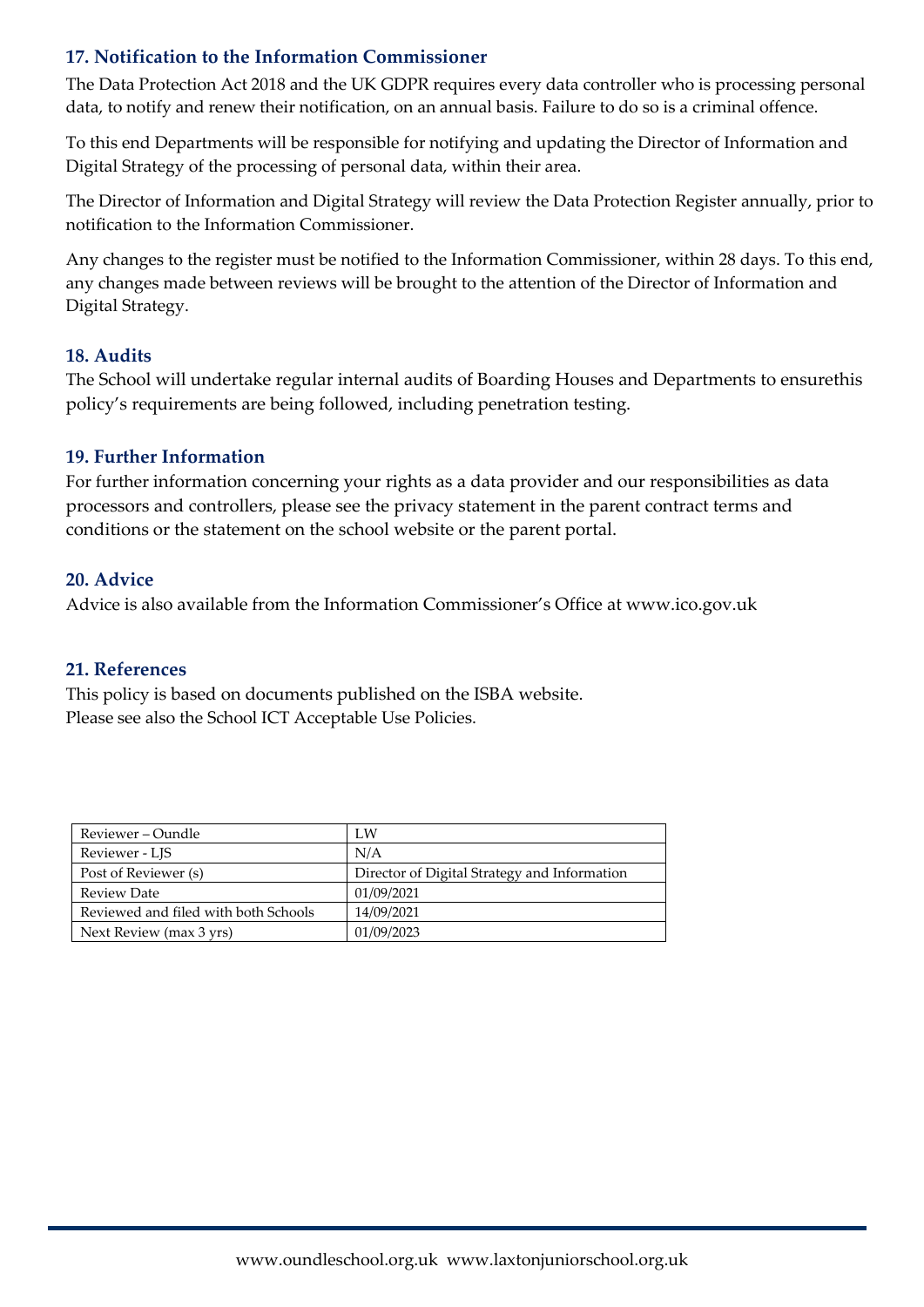## 17. Notification to the Information Commissioner

The Data Protection Act 2018 and the UK GDPR requires every data controller who is processing personal data, to notify and renew their notification, on an annual basis. Failure to do so is a criminal offence.

To this end Departments will be responsible for notifying and updating the Director of Information and Digital Strategy of the processing of personal data, within their area.

The Director of Information and Digital Strategy will review the Data Protection Register annually, prior to notification to the Information Commissioner.

Any changes to the register must be notified to the Information Commissioner, within 28 days. To this end, any changes made between reviews will be brought to the attention of the Director of Information and Digital Strategy.

## 18. Audits

The School will undertake regular internal audits of Boarding Houses and Departments to ensurethis policy's requirements are being followed, including penetration testing.

## 19. Further Information

For further information concerning your rights as a data provider and our responsibilities as data processors and controllers, please see the privacy statement in the parent contract terms and conditions or the statement on the school website or the parent portal.

## 20. Advice

Advice is also available from the Information Commissioner's Office at www.ico.gov.uk

## 21. References

This policy is based on documents published on the ISBA website.
Please see also the School ICT Acceptable Use Policies.

| | |
|---|---|
| Reviewer – Oundle | LW |
| Reviewer - LJS | N/A |
| Post of Reviewer (s) | Director of Digital Strategy and Information |
| Review Date | 01/09/2021 |
| Reviewed and filed with both Schools | 14/09/2021 |
| Next Review (max 3 yrs) | 01/09/2023 |